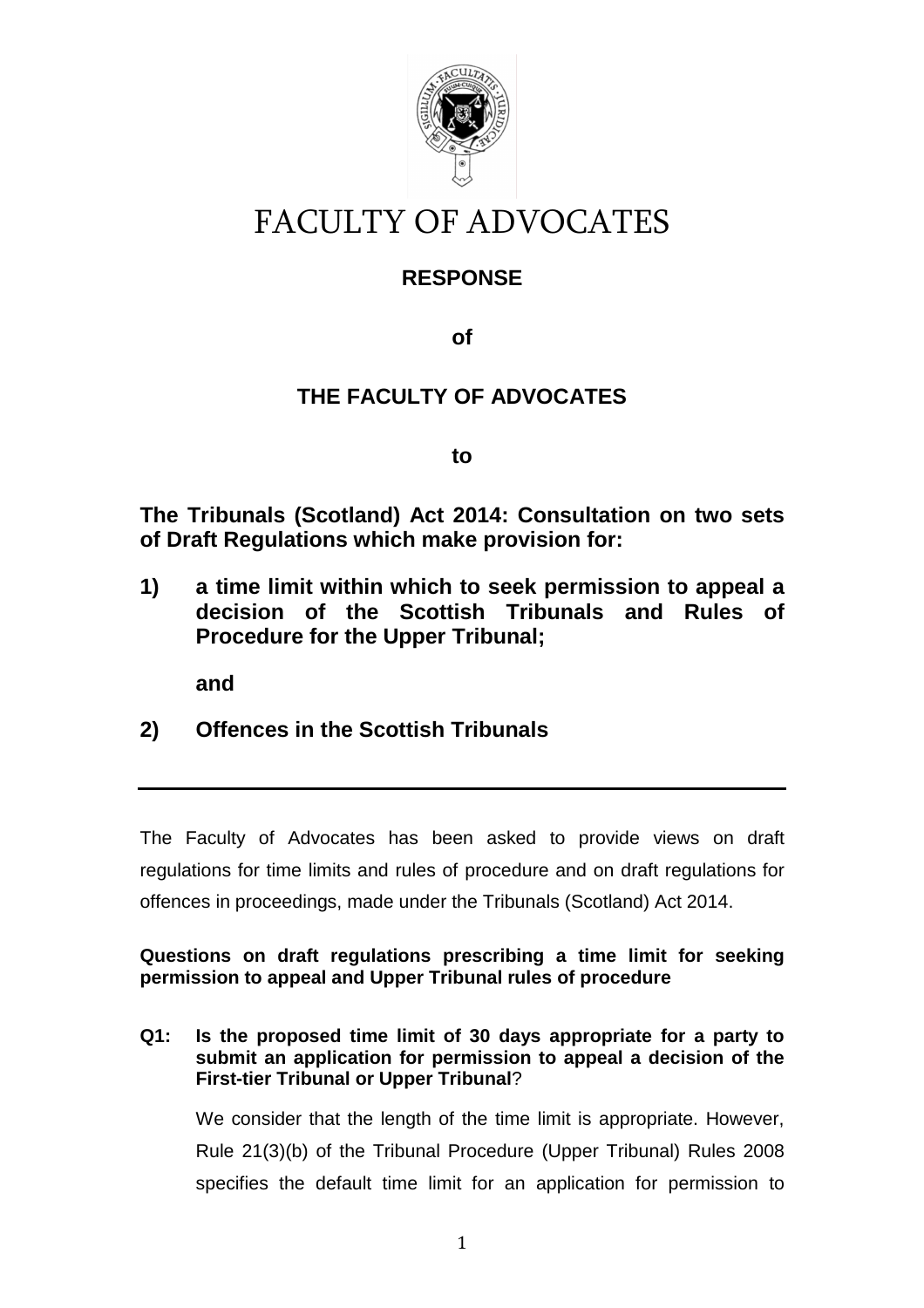# FACULTY OF ADVOCATES

## RESPONSE

**of**

## THE FACULTY OF ADVOCATES

**to**

**The Tribunals (Scotland) Act 2014: Consultation on two sets of Draft Regulations which make provision for:**

**1) a time limit within which to seek permission to appeal a decision of the Scottish Tribunals and Rules of Procedure for the Upper Tribunal;**

**and**

**2) Offences in the Scottish Tribunals**

---

The Faculty of Advocates has been asked to provide views on draft regulations for time limits and rules of procedure and on draft regulations for offences in proceedings, made under the Tribunals (Scotland) Act 2014.

**Questions on draft regulations prescribing a time limit for seeking permission to appeal and Upper Tribunal rules of procedure**

**Q1: Is the proposed time limit of 30 days appropriate for a party to submit an application for permission to appeal a decision of the First-tier Tribunal or Upper Tribunal?**

We consider that the length of the time limit is appropriate. However, Rule 21(3)(b) of the Tribunal Procedure (Upper Tribunal) Rules 2008 specifies the default time limit for an application for permission to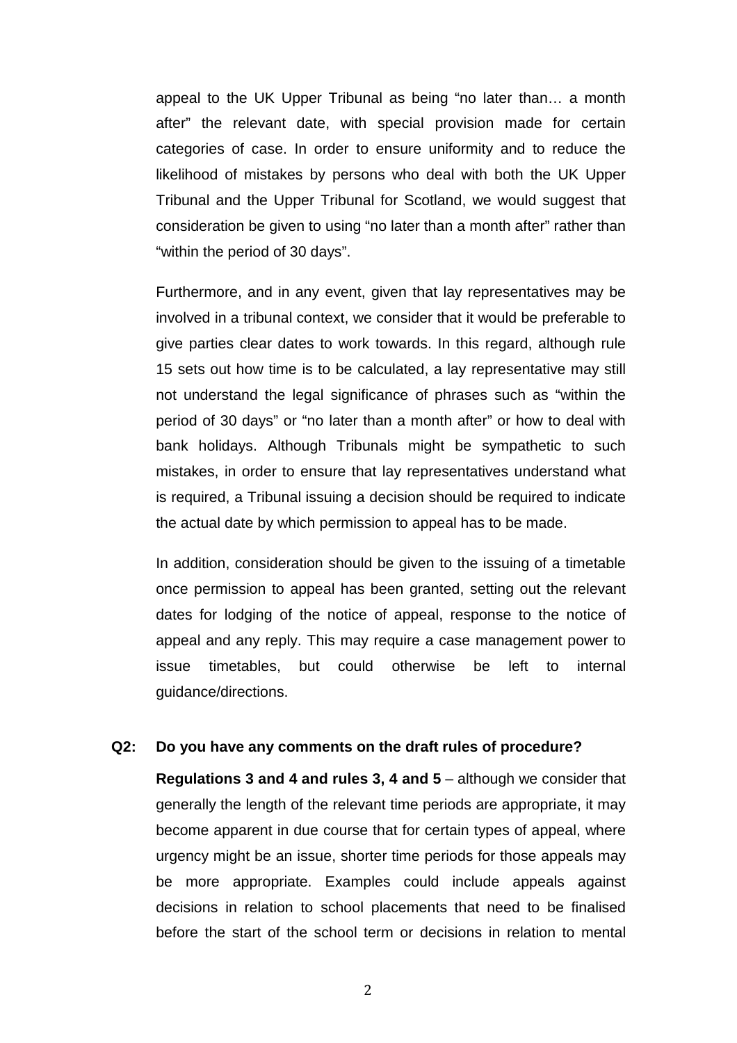appeal to the UK Upper Tribunal as being "no later than… a month after" the relevant date, with special provision made for certain categories of case. In order to ensure uniformity and to reduce the likelihood of mistakes by persons who deal with both the UK Upper Tribunal and the Upper Tribunal for Scotland, we would suggest that consideration be given to using "no later than a month after" rather than "within the period of 30 days".

Furthermore, and in any event, given that lay representatives may be involved in a tribunal context, we consider that it would be preferable to give parties clear dates to work towards. In this regard, although rule 15 sets out how time is to be calculated, a lay representative may still not understand the legal significance of phrases such as "within the period of 30 days" or "no later than a month after" or how to deal with bank holidays. Although Tribunals might be sympathetic to such mistakes, in order to ensure that lay representatives understand what is required, a Tribunal issuing a decision should be required to indicate the actual date by which permission to appeal has to be made.

In addition, consideration should be given to the issuing of a timetable once permission to appeal has been granted, setting out the relevant dates for lodging of the notice of appeal, response to the notice of appeal and any reply. This may require a case management power to issue timetables, but could otherwise be left to internal guidance/directions.

**Q2: Do you have any comments on the draft rules of procedure?**

**Regulations 3 and 4 and rules 3, 4 and 5** – although we consider that generally the length of the relevant time periods are appropriate, it may become apparent in due course that for certain types of appeal, where urgency might be an issue, shorter time periods for those appeals may be more appropriate. Examples could include appeals against decisions in relation to school placements that need to be finalised before the start of the school term or decisions in relation to mental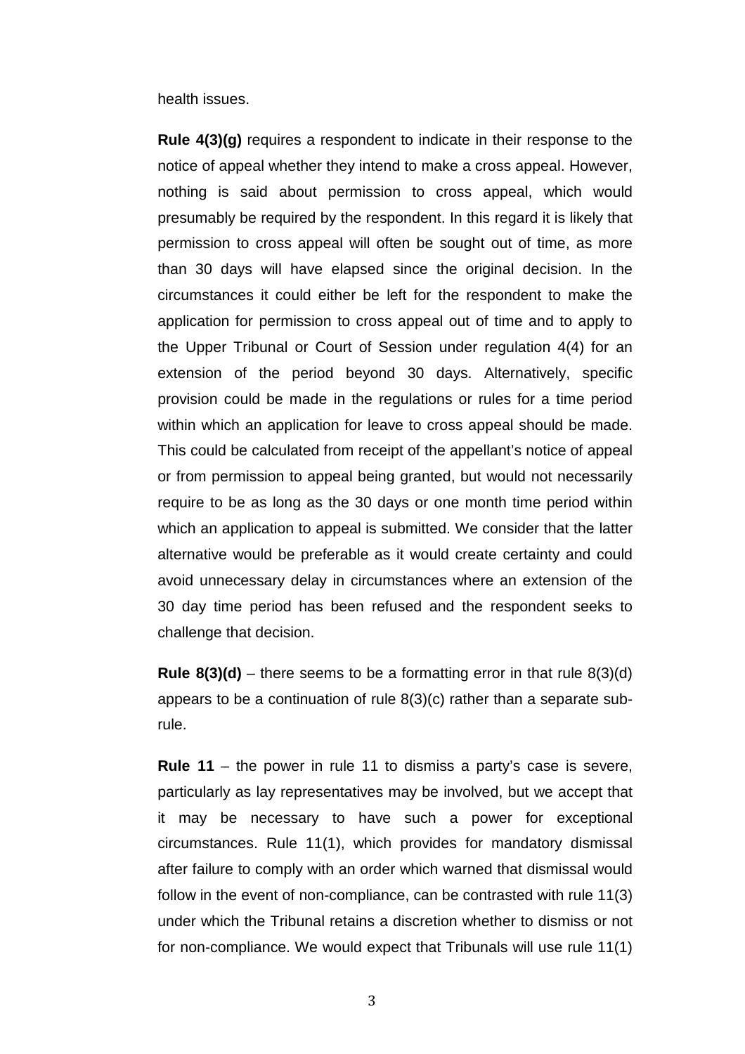health issues.

**Rule 4(3)(g)** requires a respondent to indicate in their response to the notice of appeal whether they intend to make a cross appeal. However, nothing is said about permission to cross appeal, which would presumably be required by the respondent. In this regard it is likely that permission to cross appeal will often be sought out of time, as more than 30 days will have elapsed since the original decision. In the circumstances it could either be left for the respondent to make the application for permission to cross appeal out of time and to apply to the Upper Tribunal or Court of Session under regulation 4(4) for an extension of the period beyond 30 days. Alternatively, specific provision could be made in the regulations or rules for a time period within which an application for leave to cross appeal should be made. This could be calculated from receipt of the appellant's notice of appeal or from permission to appeal being granted, but would not necessarily require to be as long as the 30 days or one month time period within which an application to appeal is submitted. We consider that the latter alternative would be preferable as it would create certainty and could avoid unnecessary delay in circumstances where an extension of the 30 day time period has been refused and the respondent seeks to challenge that decision.

**Rule 8(3)(d)** – there seems to be a formatting error in that rule 8(3)(d) appears to be a continuation of rule 8(3)(c) rather than a separate sub-rule.

**Rule 11** – the power in rule 11 to dismiss a party's case is severe, particularly as lay representatives may be involved, but we accept that it may be necessary to have such a power for exceptional circumstances. Rule 11(1), which provides for mandatory dismissal after failure to comply with an order which warned that dismissal would follow in the event of non-compliance, can be contrasted with rule 11(3) under which the Tribunal retains a discretion whether to dismiss or not for non-compliance. We would expect that Tribunals will use rule 11(1)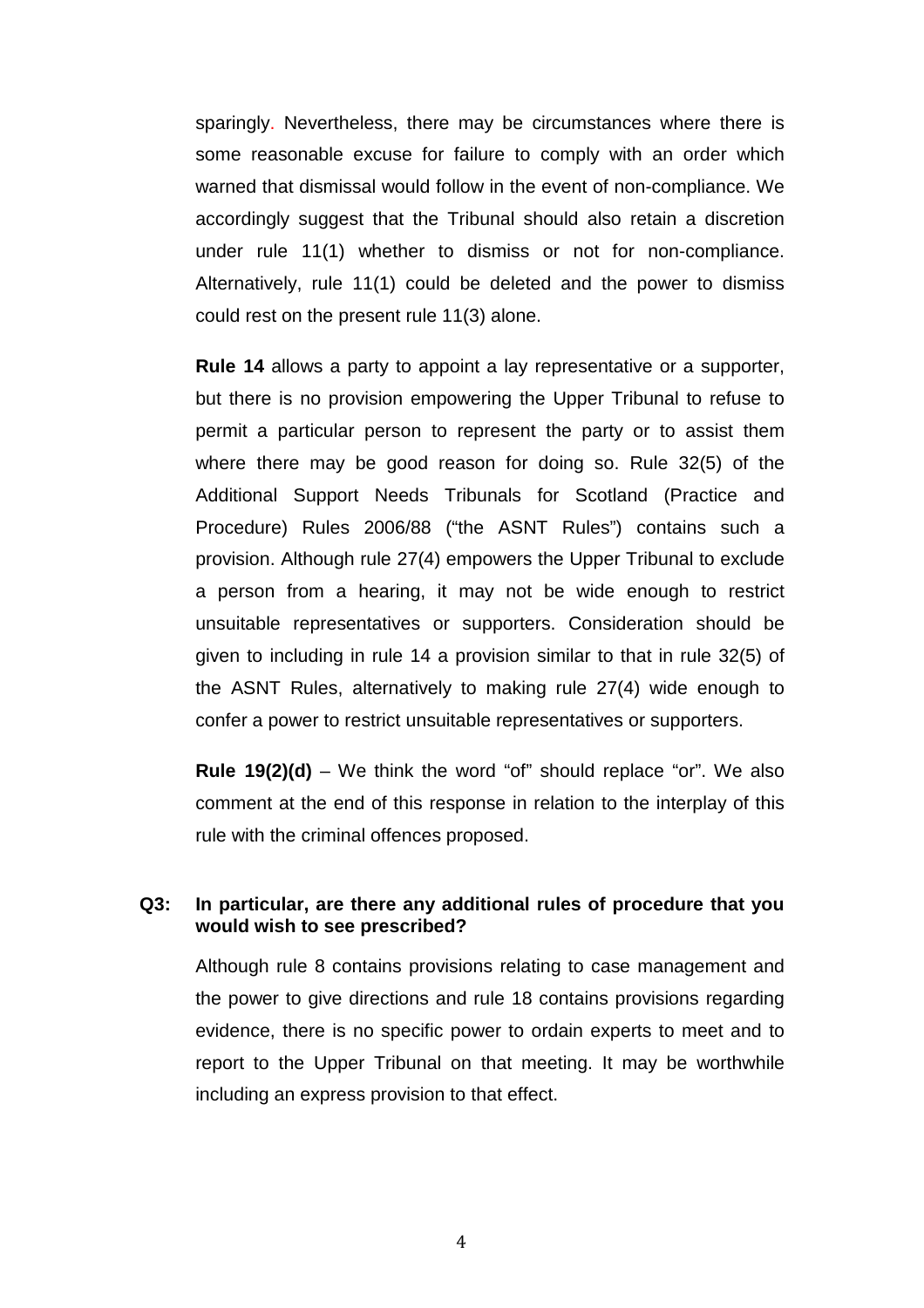sparingly. Nevertheless, there may be circumstances where there is some reasonable excuse for failure to comply with an order which warned that dismissal would follow in the event of non-compliance. We accordingly suggest that the Tribunal should also retain a discretion under rule 11(1) whether to dismiss or not for non-compliance. Alternatively, rule 11(1) could be deleted and the power to dismiss could rest on the present rule 11(3) alone.

**Rule 14** allows a party to appoint a lay representative or a supporter, but there is no provision empowering the Upper Tribunal to refuse to permit a particular person to represent the party or to assist them where there may be good reason for doing so. Rule 32(5) of the Additional Support Needs Tribunals for Scotland (Practice and Procedure) Rules 2006/88 ("the ASNT Rules") contains such a provision. Although rule 27(4) empowers the Upper Tribunal to exclude a person from a hearing, it may not be wide enough to restrict unsuitable representatives or supporters. Consideration should be given to including in rule 14 a provision similar to that in rule 32(5) of the ASNT Rules, alternatively to making rule 27(4) wide enough to confer a power to restrict unsuitable representatives or supporters.

**Rule 19(2)(d)** – We think the word "of" should replace "or". We also comment at the end of this response in relation to the interplay of this rule with the criminal offences proposed.

**Q3: In particular, are there any additional rules of procedure that you would wish to see prescribed?**

Although rule 8 contains provisions relating to case management and the power to give directions and rule 18 contains provisions regarding evidence, there is no specific power to ordain experts to meet and to report to the Upper Tribunal on that meeting. It may be worthwhile including an express provision to that effect.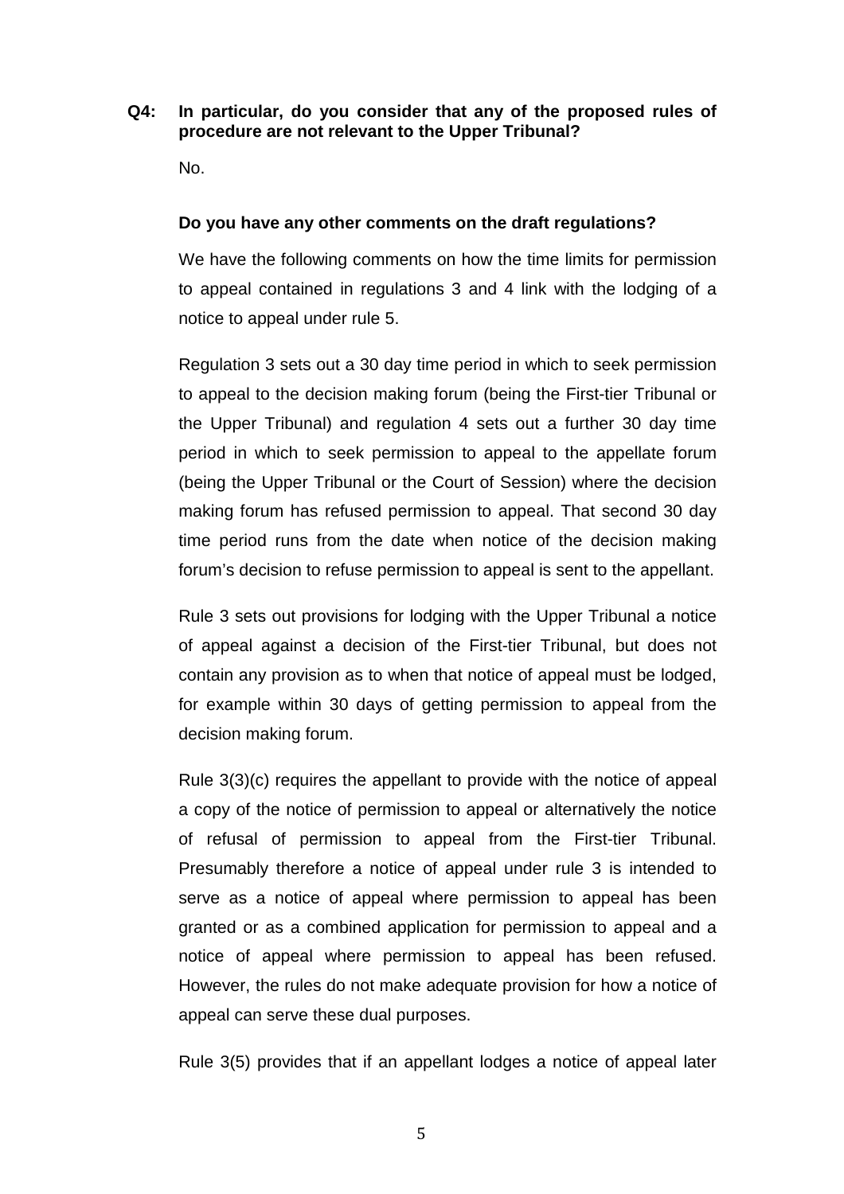**Q4: In particular, do you consider that any of the proposed rules of procedure are not relevant to the Upper Tribunal?**

No.

**Do you have any other comments on the draft regulations?**

We have the following comments on how the time limits for permission to appeal contained in regulations 3 and 4 link with the lodging of a notice to appeal under rule 5.

Regulation 3 sets out a 30 day time period in which to seek permission to appeal to the decision making forum (being the First-tier Tribunal or the Upper Tribunal) and regulation 4 sets out a further 30 day time period in which to seek permission to appeal to the appellate forum (being the Upper Tribunal or the Court of Session) where the decision making forum has refused permission to appeal. That second 30 day time period runs from the date when notice of the decision making forum's decision to refuse permission to appeal is sent to the appellant.

Rule 3 sets out provisions for lodging with the Upper Tribunal a notice of appeal against a decision of the First-tier Tribunal, but does not contain any provision as to when that notice of appeal must be lodged, for example within 30 days of getting permission to appeal from the decision making forum.

Rule 3(3)(c) requires the appellant to provide with the notice of appeal a copy of the notice of permission to appeal or alternatively the notice of refusal of permission to appeal from the First-tier Tribunal. Presumably therefore a notice of appeal under rule 3 is intended to serve as a notice of appeal where permission to appeal has been granted or as a combined application for permission to appeal and a notice of appeal where permission to appeal has been refused. However, the rules do not make adequate provision for how a notice of appeal can serve these dual purposes.

Rule 3(5) provides that if an appellant lodges a notice of appeal later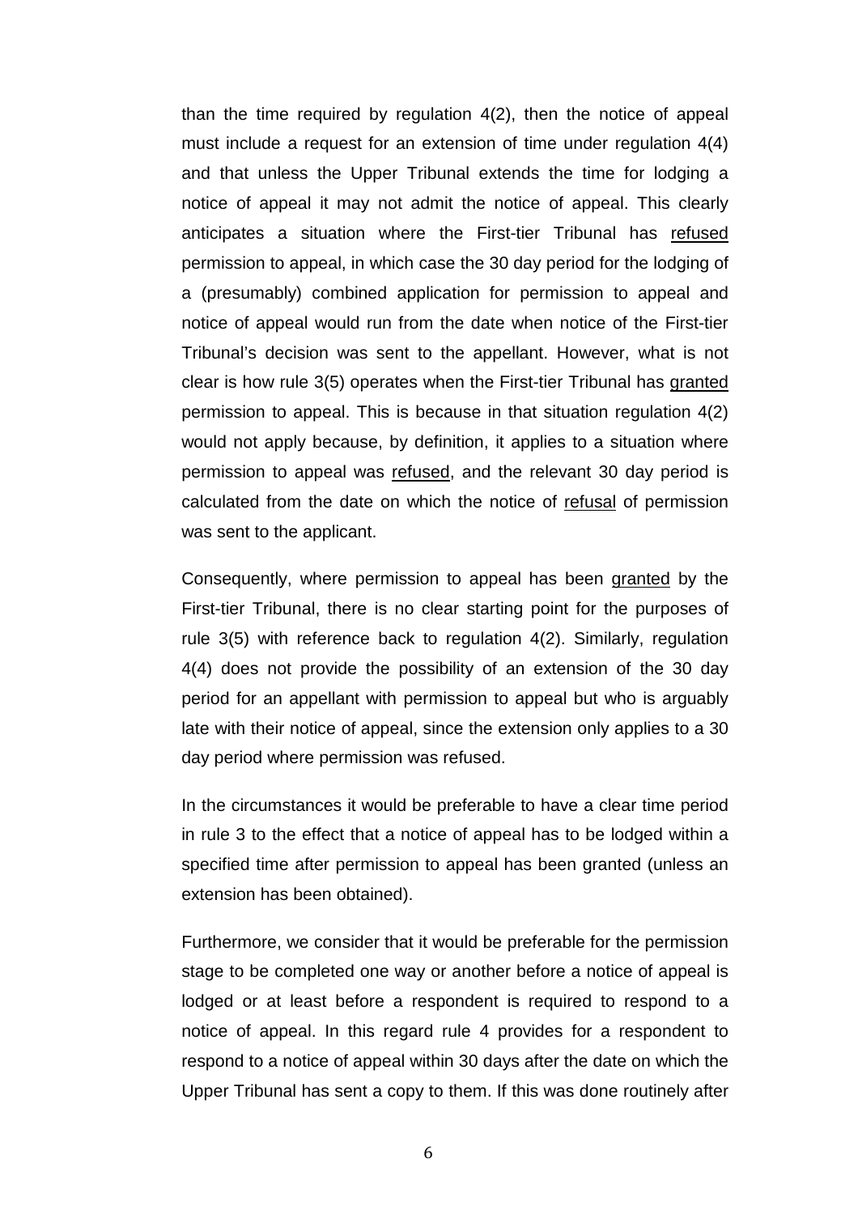than the time required by regulation 4(2), then the notice of appeal must include a request for an extension of time under regulation 4(4) and that unless the Upper Tribunal extends the time for lodging a notice of appeal it may not admit the notice of appeal. This clearly anticipates a situation where the First-tier Tribunal has refused permission to appeal, in which case the 30 day period for the lodging of a (presumably) combined application for permission to appeal and notice of appeal would run from the date when notice of the First-tier Tribunal's decision was sent to the appellant. However, what is not clear is how rule 3(5) operates when the First-tier Tribunal has granted permission to appeal. This is because in that situation regulation 4(2) would not apply because, by definition, it applies to a situation where permission to appeal was refused, and the relevant 30 day period is calculated from the date on which the notice of refusal of permission was sent to the applicant.

Consequently, where permission to appeal has been granted by the First-tier Tribunal, there is no clear starting point for the purposes of rule 3(5) with reference back to regulation 4(2). Similarly, regulation 4(4) does not provide the possibility of an extension of the 30 day period for an appellant with permission to appeal but who is arguably late with their notice of appeal, since the extension only applies to a 30 day period where permission was refused.

In the circumstances it would be preferable to have a clear time period in rule 3 to the effect that a notice of appeal has to be lodged within a specified time after permission to appeal has been granted (unless an extension has been obtained).

Furthermore, we consider that it would be preferable for the permission stage to be completed one way or another before a notice of appeal is lodged or at least before a respondent is required to respond to a notice of appeal. In this regard rule 4 provides for a respondent to respond to a notice of appeal within 30 days after the date on which the Upper Tribunal has sent a copy to them. If this was done routinely after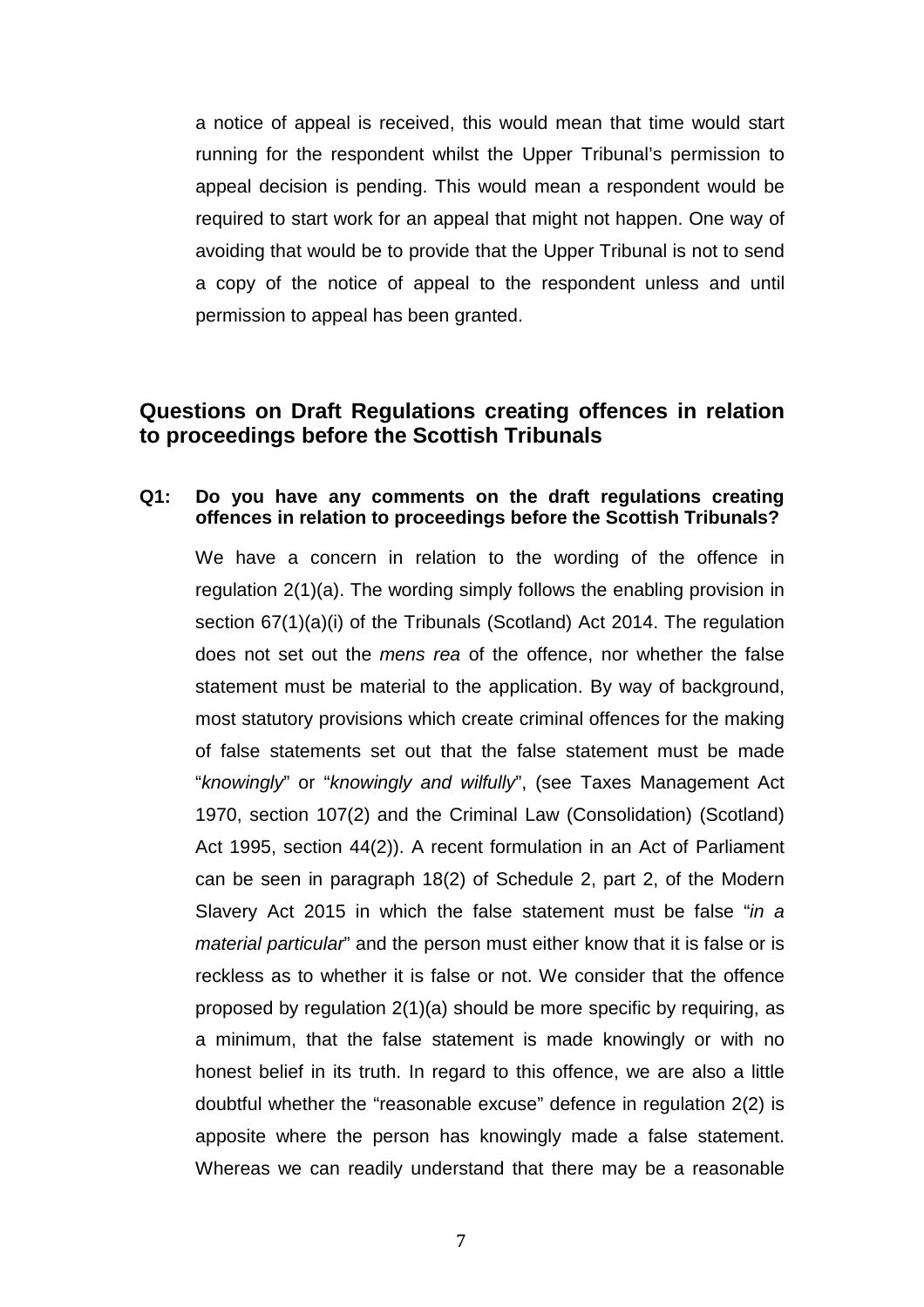a notice of appeal is received, this would mean that time would start running for the respondent whilst the Upper Tribunal's permission to appeal decision is pending. This would mean a respondent would be required to start work for an appeal that might not happen. One way of avoiding that would be to provide that the Upper Tribunal is not to send a copy of the notice of appeal to the respondent unless and until permission to appeal has been granted.

## Questions on Draft Regulations creating offences in relation to proceedings before the Scottish Tribunals

**Q1: Do you have any comments on the draft regulations creating offences in relation to proceedings before the Scottish Tribunals?**

We have a concern in relation to the wording of the offence in regulation 2(1)(a). The wording simply follows the enabling provision in section 67(1)(a)(i) of the Tribunals (Scotland) Act 2014. The regulation does not set out the *mens rea* of the offence, nor whether the false statement must be material to the application. By way of background, most statutory provisions which create criminal offences for the making of false statements set out that the false statement must be made "*knowingly*" or "*knowingly and wilfully*", (see Taxes Management Act 1970, section 107(2) and the Criminal Law (Consolidation) (Scotland) Act 1995, section 44(2)). A recent formulation in an Act of Parliament can be seen in paragraph 18(2) of Schedule 2, part 2, of the Modern Slavery Act 2015 in which the false statement must be false "*in a material particular*" and the person must either know that it is false or is reckless as to whether it is false or not. We consider that the offence proposed by regulation 2(1)(a) should be more specific by requiring, as a minimum, that the false statement is made knowingly or with no honest belief in its truth. In regard to this offence, we are also a little doubtful whether the "reasonable excuse" defence in regulation 2(2) is apposite where the person has knowingly made a false statement. Whereas we can readily understand that there may be a reasonable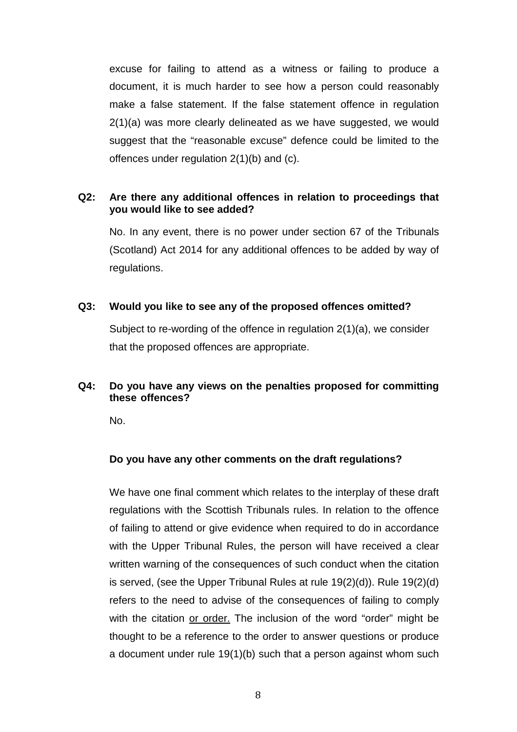excuse for failing to attend as a witness or failing to produce a document, it is much harder to see how a person could reasonably make a false statement. If the false statement offence in regulation 2(1)(a) was more clearly delineated as we have suggested, we would suggest that the "reasonable excuse" defence could be limited to the offences under regulation 2(1)(b) and (c).

**Q2: Are there any additional offences in relation to proceedings that you would like to see added?**

No. In any event, there is no power under section 67 of the Tribunals (Scotland) Act 2014 for any additional offences to be added by way of regulations.

**Q3: Would you like to see any of the proposed offences omitted?**

Subject to re-wording of the offence in regulation 2(1)(a), we consider that the proposed offences are appropriate.

**Q4: Do you have any views on the penalties proposed for committing these offences?**

No.

**Do you have any other comments on the draft regulations?**

We have one final comment which relates to the interplay of these draft regulations with the Scottish Tribunals rules. In relation to the offence of failing to attend or give evidence when required to do in accordance with the Upper Tribunal Rules, the person will have received a clear written warning of the consequences of such conduct when the citation is served, (see the Upper Tribunal Rules at rule 19(2)(d)). Rule 19(2)(d) refers to the need to advise of the consequences of failing to comply with the citation <u>or order.</u> The inclusion of the word "order" might be thought to be a reference to the order to answer questions or produce a document under rule 19(1)(b) such that a person against whom such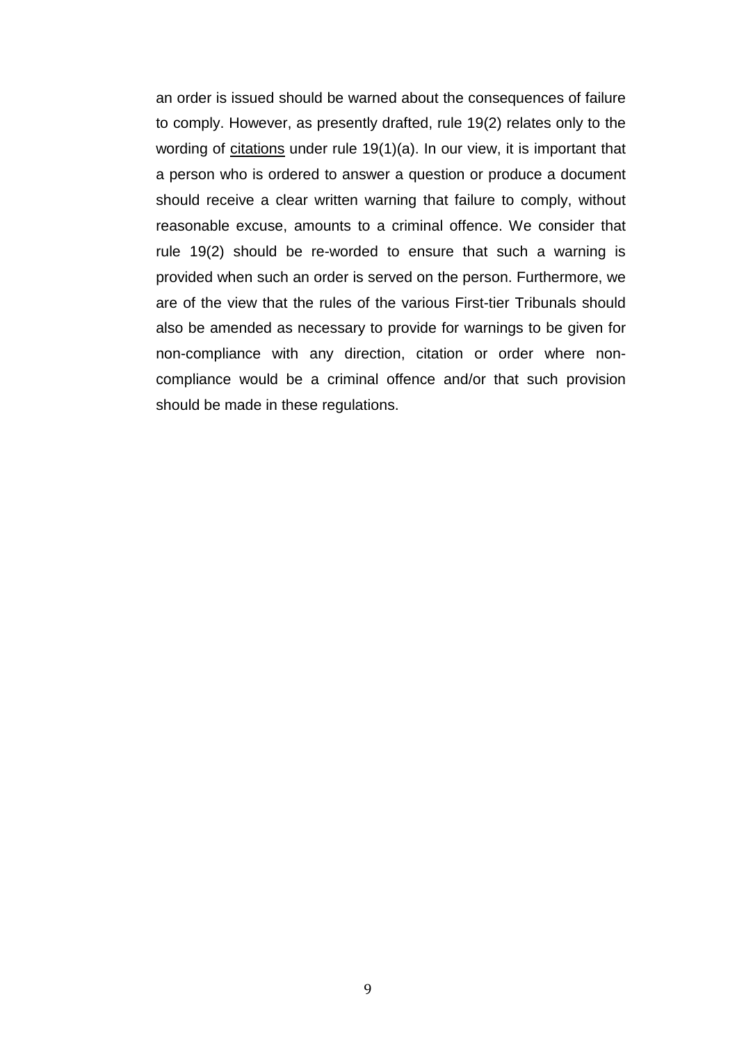an order is issued should be warned about the consequences of failure to comply. However, as presently drafted, rule 19(2) relates only to the wording of <u>citations</u> under rule 19(1)(a). In our view, it is important that a person who is ordered to answer a question or produce a document should receive a clear written warning that failure to comply, without reasonable excuse, amounts to a criminal offence. We consider that rule 19(2) should be re-worded to ensure that such a warning is provided when such an order is served on the person. Furthermore, we are of the view that the rules of the various First-tier Tribunals should also be amended as necessary to provide for warnings to be given for non-compliance with any direction, citation or order where non-compliance would be a criminal offence and/or that such provision should be made in these regulations.